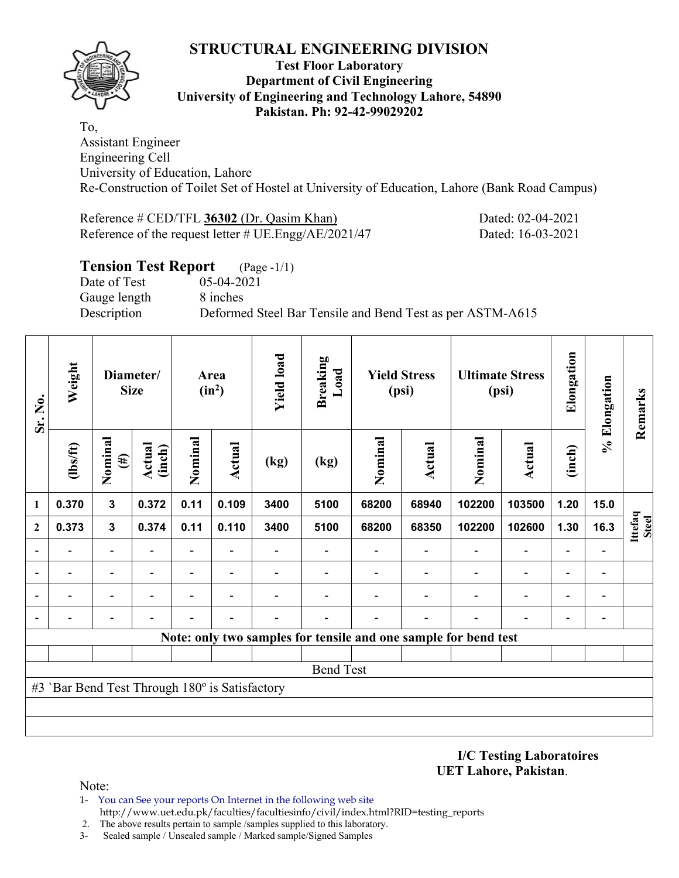# STRUCTURAL ENGINEERING DIVISION

**Test Floor Laboratory**
**Department of Civil Engineering**
**University of Engineering and Technology Lahore, 54890**
**Pakistan. Ph: 92-42-99029202**

To,
Assistant Engineer
Engineering Cell
University of Education, Lahore
Re-Construction of Toilet Set of Hostel at University of Education, Lahore (Bank Road Campus)

Reference # CED/TFL **36302** (Dr. Qasim Khan) Dated: 02-04-2021
Reference of the request letter # UE.Engg/AE/2021/47 Dated: 16-03-2021

## Tension Test Report (Page -1/1)

Date of Test 05-04-2021
Gauge length 8 inches
Description Deformed Steel Bar Tensile and Bend Test as per ASTM-A615

| Sr. No. | Weight | Diameter/ Size | | Area ($in^2$) | | Yield load | Breaking Load | Yield Stress (psi) | | Ultimate Stress (psi) | | Elongation | % Elongation | Remarks |
|---|---|---|---|---|---|---|---|---|---|---|---|---|---|---|
| | (lbs/ft) | Nominal (#) | Actual (inch) | Nominal | Actual | (kg) | (kg) | Nominal | Actual | Nominal | Actual | (inch) | | |
| 1 | 0.370 | 3 | 0.372 | 0.11 | 0.109 | 3400 | 5100 | 68200 | 68940 | 102200 | 103500 | 1.20 | 15.0 | Ittefaq Steel |
| 2 | 0.373 | 3 | 0.374 | 0.11 | 0.110 | 3400 | 5100 | 68200 | 68350 | 102200 | 102600 | 1.30 | 16.3 | |
| - | - | - | - | - | - | - | - | - | - | - | - | - | - | |
| - | - | - | - | - | - | - | - | - | - | - | - | - | - | |
| - | - | - | - | - | - | - | - | - | - | - | - | - | - | |
| - | - | - | - | - | - | - | - | - | - | - | - | - | - | |

**Note: only two samples for tensile and one sample for bend test**

Bend Test

#3 `Bar Bend Test Through 180º is Satisfactory

**I/C Testing Laboratoires**
**UET Lahore, Pakistan**.

Note:
1- You can See your reports On Internet in the following web site
http://www.uet.edu.pk/faculties/facultiesinfo/civil/index.html?RID=testing_reports
2. The above results pertain to sample /samples supplied to this laboratory.
3- Sealed sample / Unsealed sample / Marked sample/Signed Samples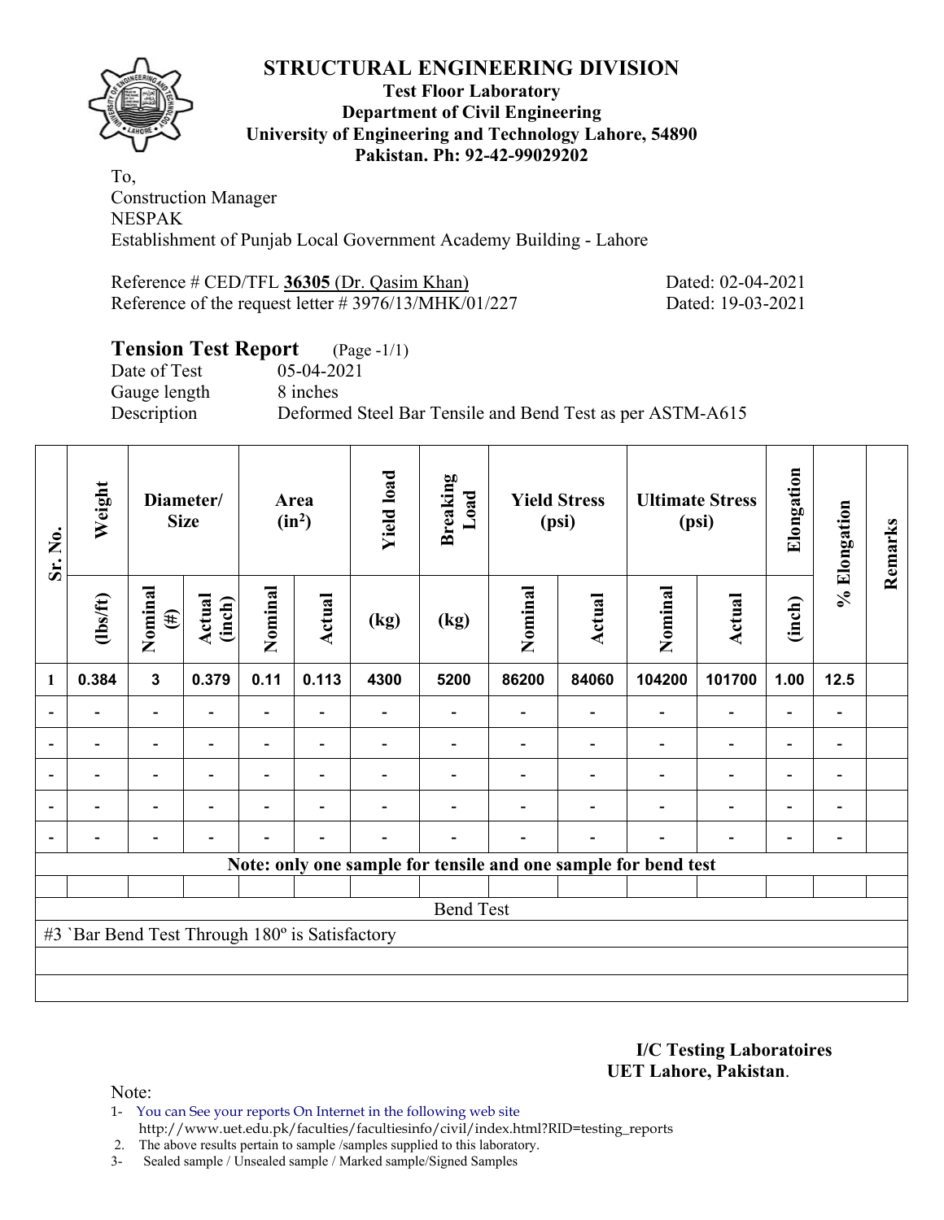# STRUCTURAL ENGINEERING DIVISION

**Test Floor Laboratory**
**Department of Civil Engineering**
**University of Engineering and Technology Lahore, 54890**
**Pakistan. Ph: 92-42-99029202**

To,
Construction Manager
NESPAK
Establishment of Punjab Local Government Academy Building - Lahore

Reference # CED/TFL **36305** (Dr. Qasim Khan) Dated: 02-04-2021
Reference of the request letter # 3976/13/MHK/01/227 Dated: 19-03-2021

## Tension Test Report (Page -1/1)

Date of Test 05-04-2021
Gauge length 8 inches
Description Deformed Steel Bar Tensile and Bend Test as per ASTM-A615

| Sr. No. | Weight | Diameter/ Size | | Area ($in^2$) | | Yield load | Breaking Load | Yield Stress (psi) | | Ultimate Stress (psi) | | Elongation | % Elongation | Remarks |
|---|---|---|---|---|---|---|---|---|---|---|---|---|---|---|
| | (lbs/ft) | Nominal (#) | Actual (inch) | Nominal | Actual | (kg) | (kg) | Nominal | Actual | Nominal | Actual | (inch) | | |
| 1 | 0.384 | 3 | 0.379 | 0.11 | 0.113 | 4300 | 5200 | 86200 | 84060 | 104200 | 101700 | 1.00 | 12.5 | |
| - | - | - | - | - | - | - | - | - | - | - | - | - | - | |
| - | - | - | - | - | - | - | - | - | - | - | - | - | - | |
| - | - | - | - | - | - | - | - | - | - | - | - | - | - | |
| - | - | - | - | - | - | - | - | - | - | - | - | - | - | |
| - | - | - | - | - | - | - | - | - | - | - | - | - | - | |
| **Note: only one sample for tensile and one sample for bend test** | | | | | | | | | | | | | | |
| | | | | | | | | | | | | | | |
| Bend Test | | | | | | | | | | | | | | |
| #3 `Bar Bend Test Through 180º is Satisfactory | | | | | | | | | | | | | | |

**I/C Testing Laboratoires**
**UET Lahore, Pakistan**.

Note:

1- You can See your reports On Internet in the following web site
http://www.uet.edu.pk/faculties/facultiesinfo/civil/index.html?RID=testing_reports
2. The above results pertain to sample /samples supplied to this laboratory.
3- Sealed sample / Unsealed sample / Marked sample/Signed Samples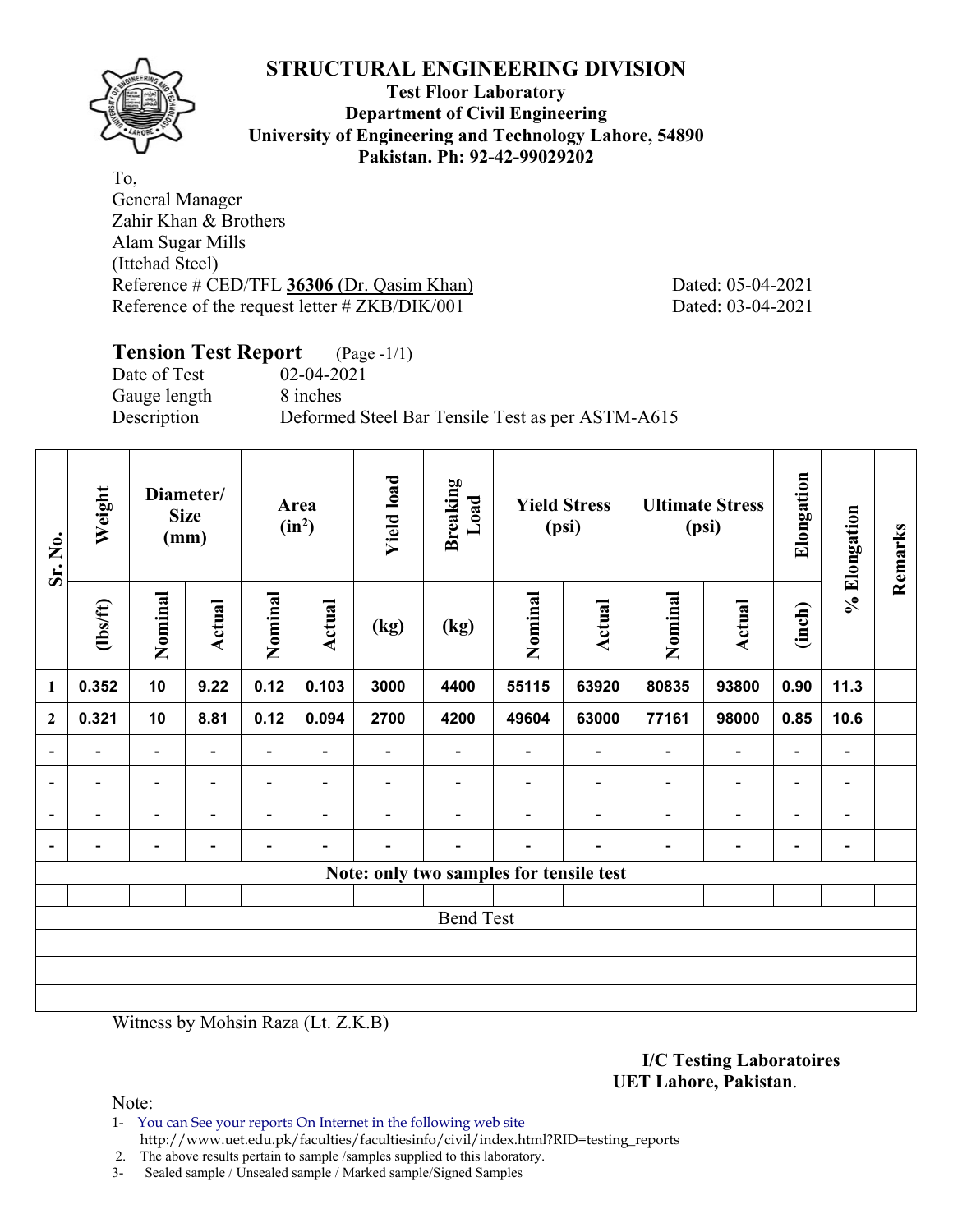# STRUCTURAL ENGINEERING DIVISION

**Test Floor Laboratory**
**Department of Civil Engineering**
**University of Engineering and Technology Lahore, 54890**
**Pakistan. Ph: 92-42-99029202**

To,
General Manager
Zahir Khan & Brothers
Alam Sugar Mills
(Ittehad Steel)
Reference # CED/TFL **36306** (Dr. Qasim Khan) Dated: 05-04-2021
Reference of the request letter # ZKB/DIK/001 Dated: 03-04-2021

## Tension Test Report (Page -1/1)

Date of Test 02-04-2021
Gauge length 8 inches
Description Deformed Steel Bar Tensile Test as per ASTM-A615

| Sr. No. | Weight | Diameter/ Size (mm) | | Area ($in^2$) | | Yield load | Breaking Load | Yield Stress (psi) | | Ultimate Stress (psi) | | Elongation | % Elongation | Remarks |
|---|---|---|---|---|---|---|---|---|---|---|---|---|---|---|
| | (lbs/ft) | Nominal | Actual | Nominal | Actual | (kg) | (kg) | Nominal | Actual | Nominal | Actual | (inch) | | |
| 1 | 0.352 | 10 | 9.22 | 0.12 | 0.103 | 3000 | 4400 | 55115 | 63920 | 80835 | 93800 | 0.90 | 11.3 | |
| 2 | 0.321 | 10 | 8.81 | 0.12 | 0.094 | 2700 | 4200 | 49604 | 63000 | 77161 | 98000 | 0.85 | 10.6 | |
| - | - | - | - | - | - | - | - | - | - | - | - | - | - | |
| - | - | - | - | - | - | - | - | - | - | - | - | - | - | |
| - | - | - | - | - | - | - | - | - | - | - | - | - | - | |
| - | - | - | - | - | - | - | - | - | - | - | - | - | - | |
| Note: only two samples for tensile test | | | | | | | | | | | | | | |
| | | | | | | | | | | | | | | |
| Bend Test | | | | | | | | | | | | | | |

Witness by Mohsin Raza (Lt. Z.K.B)

**I/C Testing Laboratoires**
**UET Lahore, Pakistan**.

Note:
1- You can See your reports On Internet in the following web site
http://www.uet.edu.pk/faculties/facultiesinfo/civil/index.html?RID=testing_reports
2. The above results pertain to sample /samples supplied to this laboratory.
3- Sealed sample / Unsealed sample / Marked sample/Signed Samples